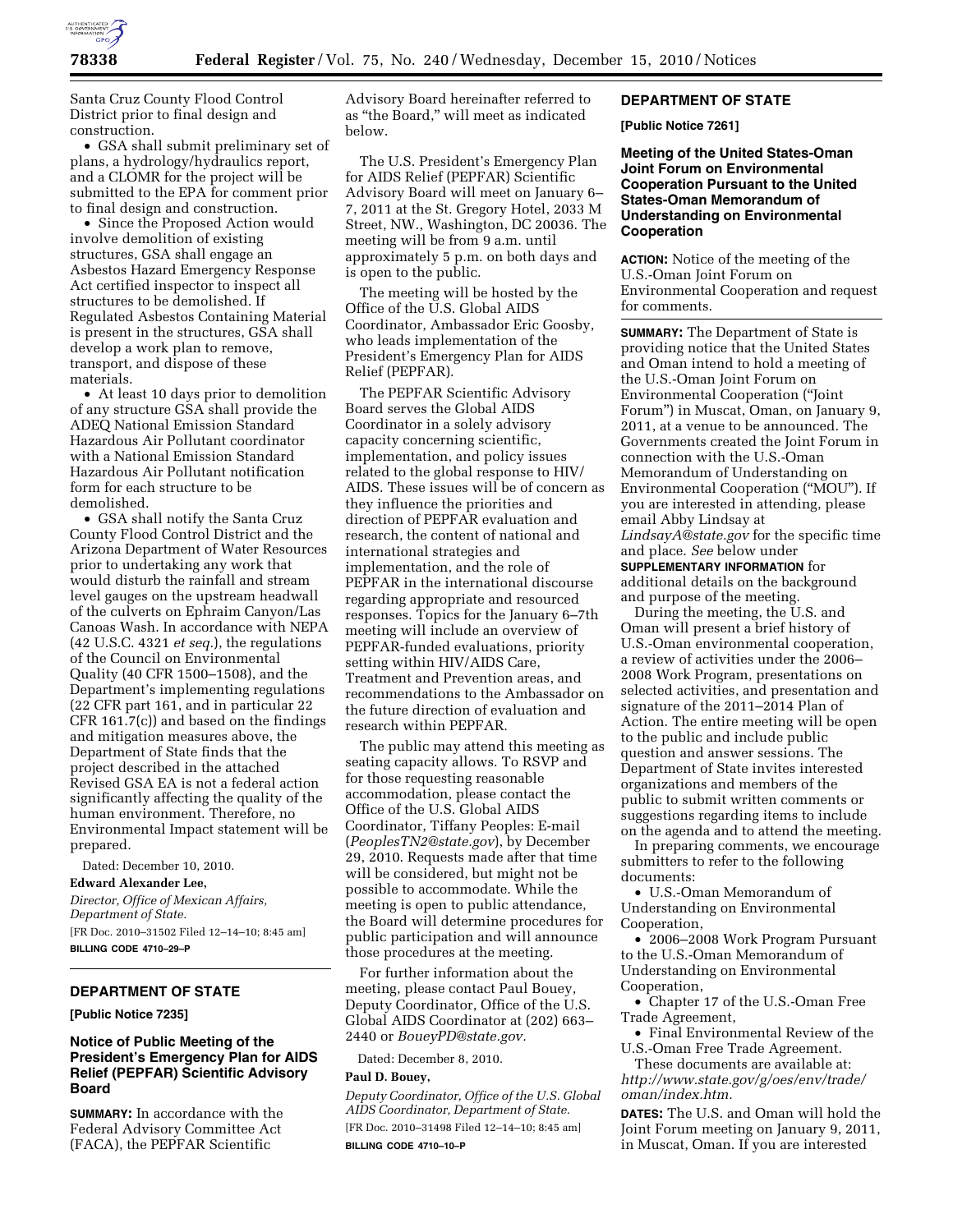Santa Cruz County Flood Control District prior to final design and construction.

- GSA shall submit preliminary set of plans, a hydrology/hydraulics report, and a CLOMR for the project will be submitted to the EPA for comment prior to final design and construction.
- Since the Proposed Action would involve demolition of existing structures, GSA shall engage an Asbestos Hazard Emergency Response Act certified inspector to inspect all structures to be demolished. If Regulated Asbestos Containing Material is present in the structures, GSA shall develop a work plan to remove, transport, and dispose of these materials.
- At least 10 days prior to demolition of any structure GSA shall provide the ADEQ National Emission Standard Hazardous Air Pollutant coordinator with a National Emission Standard Hazardous Air Pollutant notification form for each structure to be demolished.
- GSA shall notify the Santa Cruz County Flood Control District and the Arizona Department of Water Resources prior to undertaking any work that would disturb the rainfall and stream level gauges on the upstream headwall of the culverts on Ephraim Canyon/Las Canoas Wash. In accordance with NEPA (42 U.S.C. 4321 *et seq.*), the regulations of the Council on Environmental Quality (40 CFR 1500–1508), and the Department's implementing regulations (22 CFR part 161, and in particular 22 CFR 161.7(c)) and based on the findings and mitigation measures above, the Department of State finds that the project described in the attached Revised GSA EA is not a federal action significantly affecting the quality of the human environment. Therefore, no Environmental Impact statement will be prepared.

Dated: December 10, 2010.

**Edward Alexander Lee,**

*Director, Office of Mexican Affairs, Department of State.*

[FR Doc. 2010–31502 Filed 12–14–10; 8:45 am]

**BILLING CODE 4710–29–P**

## DEPARTMENT OF STATE

**[Public Notice 7235]**

### Notice of Public Meeting of the President's Emergency Plan for AIDS Relief (PEPFAR) Scientific Advisory Board

**SUMMARY:** In accordance with the Federal Advisory Committee Act (FACA), the PEPFAR Scientific Advisory Board hereinafter referred to as "the Board," will meet as indicated below.

The U.S. President's Emergency Plan for AIDS Relief (PEPFAR) Scientific Advisory Board will meet on January 6–7, 2011 at the St. Gregory Hotel, 2033 M Street, NW., Washington, DC 20036. The meeting will be from 9 a.m. until approximately 5 p.m. on both days and is open to the public.

The meeting will be hosted by the Office of the U.S. Global AIDS Coordinator, Ambassador Eric Goosby, who leads implementation of the President's Emergency Plan for AIDS Relief (PEPFAR).

The PEPFAR Scientific Advisory Board serves the Global AIDS Coordinator in a solely advisory capacity concerning scientific, implementation, and policy issues related to the global response to HIV/AIDS. These issues will be of concern as they influence the priorities and direction of PEPFAR evaluation and research, the content of national and international strategies and implementation, and the role of PEPFAR in the international discourse regarding appropriate and resourced responses. Topics for the January 6–7th meeting will include an overview of PEPFAR-funded evaluations, priority setting within HIV/AIDS Care, Treatment and Prevention areas, and recommendations to the Ambassador on the future direction of evaluation and research within PEPFAR.

The public may attend this meeting as seating capacity allows. To RSVP and for those requesting reasonable accommodation, please contact the Office of the U.S. Global AIDS Coordinator, Tiffany Peoples: E-mail (*PeoplesTN2@state.gov*), by December 29, 2010. Requests made after that time will be considered, but might not be possible to accommodate. While the meeting is open to public attendance, the Board will determine procedures for public participation and will announce those procedures at the meeting.

For further information about the meeting, please contact Paul Bouey, Deputy Coordinator, Office of the U.S. Global AIDS Coordinator at (202) 663–2440 or *BoueyPD@state.gov.*

Dated: December 8, 2010.

**Paul D. Bouey,**

*Deputy Coordinator, Office of the U.S. Global AIDS Coordinator, Department of State.*

[FR Doc. 2010–31498 Filed 12–14–10; 8:45 am]

**BILLING CODE 4710–10–P**

## DEPARTMENT OF STATE

**[Public Notice 7261]**

### Meeting of the United States-Oman Joint Forum on Environmental Cooperation Pursuant to the United States-Oman Memorandum of Understanding on Environmental Cooperation

**ACTION:** Notice of the meeting of the U.S.-Oman Joint Forum on Environmental Cooperation and request for comments.

**SUMMARY:** The Department of State is providing notice that the United States and Oman intend to hold a meeting of the U.S.-Oman Joint Forum on Environmental Cooperation ("Joint Forum") in Muscat, Oman, on January 9, 2011, at a venue to be announced. The Governments created the Joint Forum in connection with the U.S.-Oman Memorandum of Understanding on Environmental Cooperation ("MOU"). If you are interested in attending, please email Abby Lindsay at *LindsayA@state.gov* for the specific time and place. *See* below under **SUPPLEMENTARY INFORMATION** for additional details on the background and purpose of the meeting.

During the meeting, the U.S. and Oman will present a brief history of U.S.-Oman environmental cooperation, a review of activities under the 2006–2008 Work Program, presentations on selected activities, and presentation and signature of the 2011–2014 Plan of Action. The entire meeting will be open to the public and include public question and answer sessions. The Department of State invites interested organizations and members of the public to submit written comments or suggestions regarding items to include on the agenda and to attend the meeting.

In preparing comments, we encourage submitters to refer to the following documents:

- U.S.-Oman Memorandum of Understanding on Environmental Cooperation,
- 2006–2008 Work Program Pursuant to the U.S.-Oman Memorandum of Understanding on Environmental Cooperation,
- Chapter 17 of the U.S.-Oman Free Trade Agreement,
- Final Environmental Review of the U.S.-Oman Free Trade Agreement.

These documents are available at: *http://www.state.gov/g/oes/env/trade/oman/index.htm.*

**DATES:** The U.S. and Oman will hold the Joint Forum meeting on January 9, 2011, in Muscat, Oman. If you are interested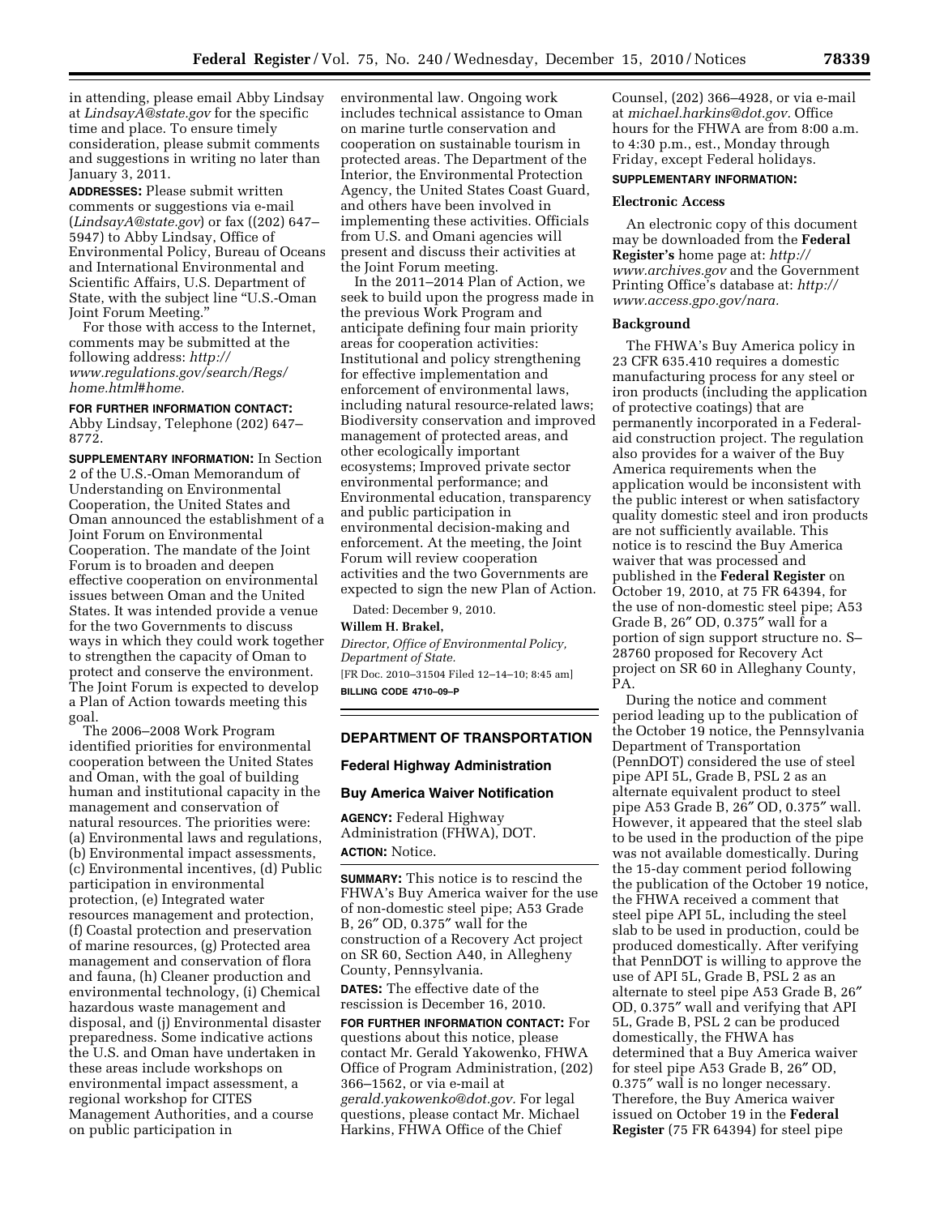in attending, please email Abby Lindsay at *LindsayA@state.gov* for the specific time and place. To ensure timely consideration, please submit comments and suggestions in writing no later than January 3, 2011.

**ADDRESSES:** Please submit written comments or suggestions via e-mail (*LindsayA@state.gov*) or fax ((202) 647–5947) to Abby Lindsay, Office of Environmental Policy, Bureau of Oceans and International Environmental and Scientific Affairs, U.S. Department of State, with the subject line "U.S.-Oman Joint Forum Meeting."

For those with access to the Internet, comments may be submitted at the following address: *http://www.regulations.gov/search/Regs/home.html#home.*

**FOR FURTHER INFORMATION CONTACT:** Abby Lindsay, Telephone (202) 647–8772.

**SUPPLEMENTARY INFORMATION:** In Section 2 of the U.S.-Oman Memorandum of Understanding on Environmental Cooperation, the United States and Oman announced the establishment of a Joint Forum on Environmental Cooperation. The mandate of the Joint Forum is to broaden and deepen effective cooperation on environmental issues between Oman and the United States. It was intended provide a venue for the two Governments to discuss ways in which they could work together to strengthen the capacity of Oman to protect and conserve the environment. The Joint Forum is expected to develop a Plan of Action towards meeting this goal.

The 2006–2008 Work Program identified priorities for environmental cooperation between the United States and Oman, with the goal of building human and institutional capacity in the management and conservation of natural resources. The priorities were: (a) Environmental laws and regulations, (b) Environmental impact assessments, (c) Environmental incentives, (d) Public participation in environmental protection, (e) Integrated water resources management and protection, (f) Coastal protection and preservation of marine resources, (g) Protected area management and conservation of flora and fauna, (h) Cleaner production and environmental technology, (i) Chemical hazardous waste management and disposal, and (j) Environmental disaster preparedness. Some indicative actions the U.S. and Oman have undertaken in these areas include workshops on environmental impact assessment, a regional workshop for CITES Management Authorities, and a course on public participation in environmental law. Ongoing work includes technical assistance to Oman on marine turtle conservation and cooperation on sustainable tourism in protected areas. The Department of the Interior, the Environmental Protection Agency, the United States Coast Guard, and others have been involved in implementing these activities. Officials from U.S. and Omani agencies will present and discuss their activities at the Joint Forum meeting.

In the 2011–2014 Plan of Action, we seek to build upon the progress made in the previous Work Program and anticipate defining four main priority areas for cooperation activities: Institutional and policy strengthening for effective implementation and enforcement of environmental laws, including natural resource-related laws; Biodiversity conservation and improved management of protected areas, and other ecologically important ecosystems; Improved private sector environmental performance; and Environmental education, transparency and public participation in environmental decision-making and enforcement. At the meeting, the Joint Forum will review cooperation activities and the two Governments are expected to sign the new Plan of Action.

Dated: December 9, 2010.

**Willem H. Brakel,**

*Director, Office of Environmental Policy, Department of State.*

[FR Doc. 2010–31504 Filed 12–14–10; 8:45 am]

**BILLING CODE 4710–09–P**

## DEPARTMENT OF TRANSPORTATION

### Federal Highway Administration

### Buy America Waiver Notification

**AGENCY:** Federal Highway Administration (FHWA), DOT.

**ACTION:** Notice.

**SUMMARY:** This notice is to rescind the FHWA's Buy America waiver for the use of non-domestic steel pipe; A53 Grade B, 26″ OD, 0.375″ wall for the construction of a Recovery Act project on SR 60, Section A40, in Allegheny County, Pennsylvania.

**DATES:** The effective date of the rescission is December 16, 2010.

**FOR FURTHER INFORMATION CONTACT:** For questions about this notice, please contact Mr. Gerald Yakowenko, FHWA Office of Program Administration, (202) 366–1562, or via e-mail at *gerald.yakowenko@dot.gov.* For legal questions, please contact Mr. Michael Harkins, FHWA Office of the Chief Counsel, (202) 366–4928, or via e-mail at *michael.harkins@dot.gov.* Office hours for the FHWA are from 8:00 a.m. to 4:30 p.m., est., Monday through Friday, except Federal holidays.

**SUPPLEMENTARY INFORMATION:**

**Electronic Access**

An electronic copy of this document may be downloaded from the **Federal Register's** home page at: *http://www.archives.gov* and the Government Printing Office's database at: *http://www.access.gpo.gov/nara.*

**Background**

The FHWA's Buy America policy in 23 CFR 635.410 requires a domestic manufacturing process for any steel or iron products (including the application of protective coatings) that are permanently incorporated in a Federal-aid construction project. The regulation also provides for a waiver of the Buy America requirements when the application would be inconsistent with the public interest or when satisfactory quality domestic steel and iron products are not sufficiently available. This notice is to rescind the Buy America waiver that was processed and published in the **Federal Register** on October 19, 2010, at 75 FR 64394, for the use of non-domestic steel pipe; A53 Grade B, 26″ OD, 0.375″ wall for a portion of sign support structure no. S–28760 proposed for Recovery Act project on SR 60 in Alleghany County, PA.

During the notice and comment period leading up to the publication of the October 19 notice, the Pennsylvania Department of Transportation (PennDOT) considered the use of steel pipe API 5L, Grade B, PSL 2 as an alternate equivalent product to steel pipe A53 Grade B, 26″ OD, 0.375″ wall. However, it appeared that the steel slab to be used in the production of the pipe was not available domestically. During the 15-day comment period following the publication of the October 19 notice, the FHWA received a comment that steel pipe API 5L, including the steel slab to be used in production, could be produced domestically. After verifying that PennDOT is willing to approve the use of API 5L, Grade B, PSL 2 as an alternate to steel pipe A53 Grade B, 26″ OD, 0.375″ wall and verifying that API 5L, Grade B, PSL 2 can be produced domestically, the FHWA has determined that a Buy America waiver for steel pipe A53 Grade B, 26″ OD, 0.375″ wall is no longer necessary. Therefore, the Buy America waiver issued on October 19 in the **Federal Register** (75 FR 64394) for steel pipe